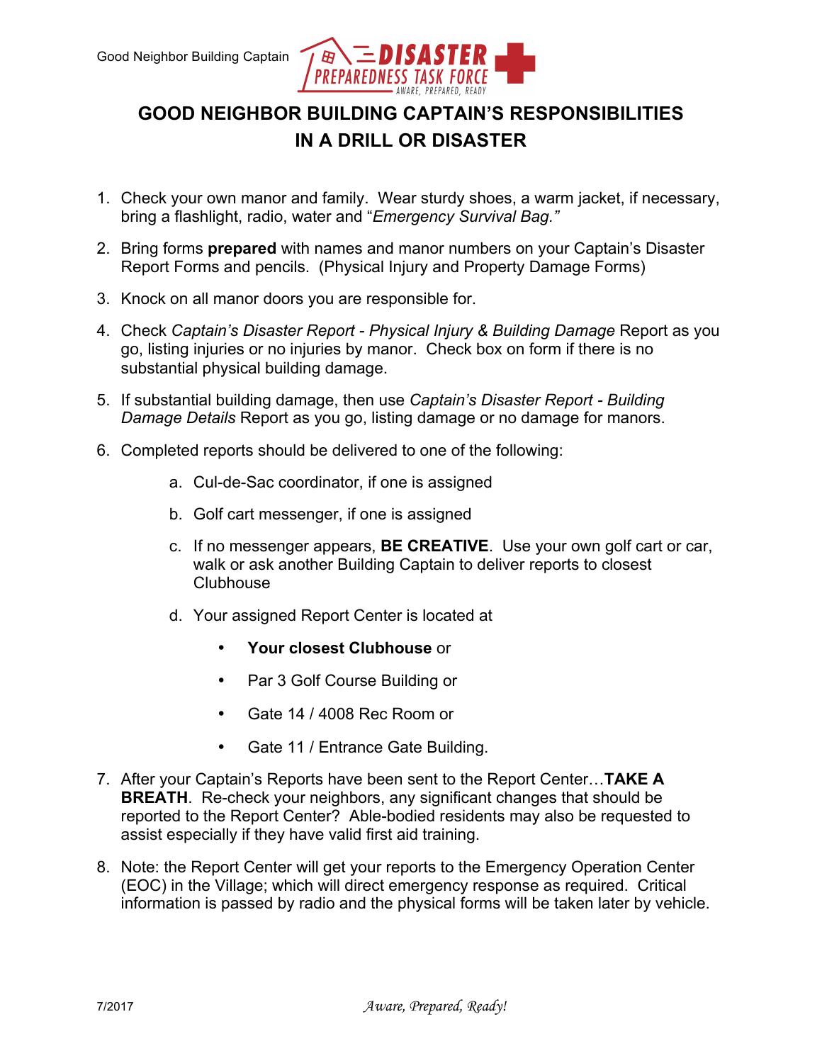# GOOD NEIGHBOR BUILDING CAPTAIN'S RESPONSIBILITIES IN A DRILL OR DISASTER

1. Check your own manor and family. Wear sturdy shoes, a warm jacket, if necessary, bring a flashlight, radio, water and "*Emergency Survival Bag.*"

2. Bring forms **prepared** with names and manor numbers on your Captain's Disaster Report Forms and pencils. (Physical Injury and Property Damage Forms)

3. Knock on all manor doors you are responsible for.

4. Check *Captain's Disaster Report - Physical Injury & Building Damage* Report as you go, listing injuries or no injuries by manor. Check box on form if there is no substantial physical building damage.

5. If substantial building damage, then use *Captain's Disaster Report - Building Damage Details* Report as you go, listing damage or no damage for manors.

6. Completed reports should be delivered to one of the following:

   a. Cul-de-Sac coordinator, if one is assigned

   b. Golf cart messenger, if one is assigned

   c. If no messenger appears, **BE CREATIVE**. Use your own golf cart or car, walk or ask another Building Captain to deliver reports to closest Clubhouse

   d. Your assigned Report Center is located at

      - **Your closest Clubhouse** or
      - Par 3 Golf Course Building or
      - Gate 14 / 4008 Rec Room or
      - Gate 11 / Entrance Gate Building.

7. After your Captain's Reports have been sent to the Report Center…**TAKE A BREATH**. Re-check your neighbors, any significant changes that should be reported to the Report Center? Able-bodied residents may also be requested to assist especially if they have valid first aid training.

8. Note: the Report Center will get your reports to the Emergency Operation Center (EOC) in the Village; which will direct emergency response as required. Critical information is passed by radio and the physical forms will be taken later by vehicle.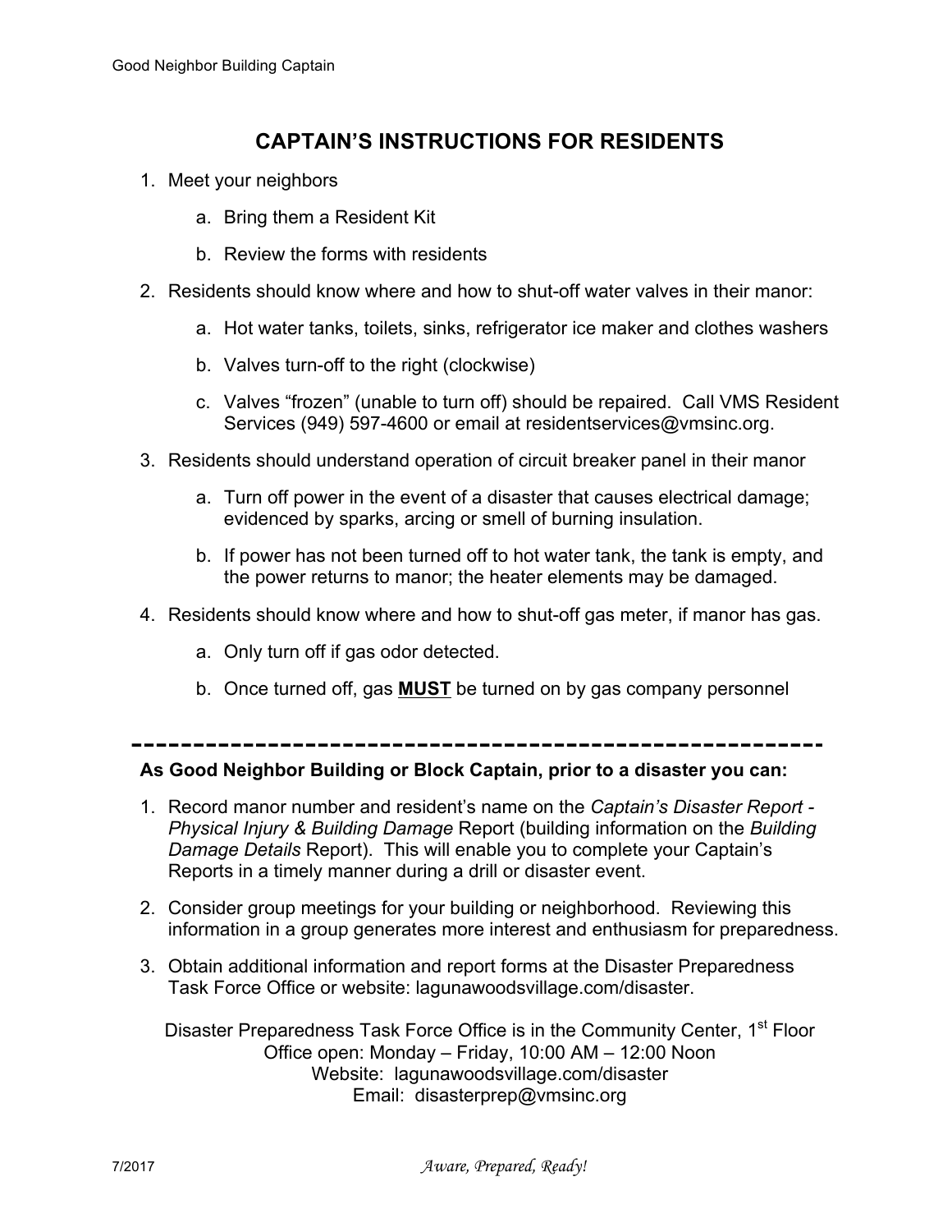# CAPTAIN'S INSTRUCTIONS FOR RESIDENTS

1. Meet your neighbors
   a. Bring them a Resident Kit
   b. Review the forms with residents
2. Residents should know where and how to shut-off water valves in their manor:
   a. Hot water tanks, toilets, sinks, refrigerator ice maker and clothes washers
   b. Valves turn-off to the right (clockwise)
   c. Valves "frozen" (unable to turn off) should be repaired. Call VMS Resident Services (949) 597-4600 or email at residentservices@vmsinc.org.
3. Residents should understand operation of circuit breaker panel in their manor
   a. Turn off power in the event of a disaster that causes electrical damage; evidenced by sparks, arcing or smell of burning insulation.
   b. If power has not been turned off to hot water tank, the tank is empty, and the power returns to manor; the heater elements may be damaged.
4. Residents should know where and how to shut-off gas meter, if manor has gas.
   a. Only turn off if gas odor detected.
   b. Once turned off, gas **<u>MUST</u>** be turned on by gas company personnel

---

**As Good Neighbor Building or Block Captain, prior to a disaster you can:**

1. Record manor number and resident's name on the *Captain's Disaster Report - Physical Injury & Building Damage* Report (building information on the *Building Damage Details* Report). This will enable you to complete your Captain's Reports in a timely manner during a drill or disaster event.
2. Consider group meetings for your building or neighborhood. Reviewing this information in a group generates more interest and enthusiasm for preparedness.
3. Obtain additional information and report forms at the Disaster Preparedness Task Force Office or website: lagunawoodsvillage.com/disaster.

Disaster Preparedness Task Force Office is in the Community Center, 1st Floor
Office open: Monday – Friday, 10:00 AM – 12:00 Noon
Website: lagunawoodsvillage.com/disaster
Email: disasterprep@vmsinc.org

7/2017

*Aware, Prepared, Ready!*